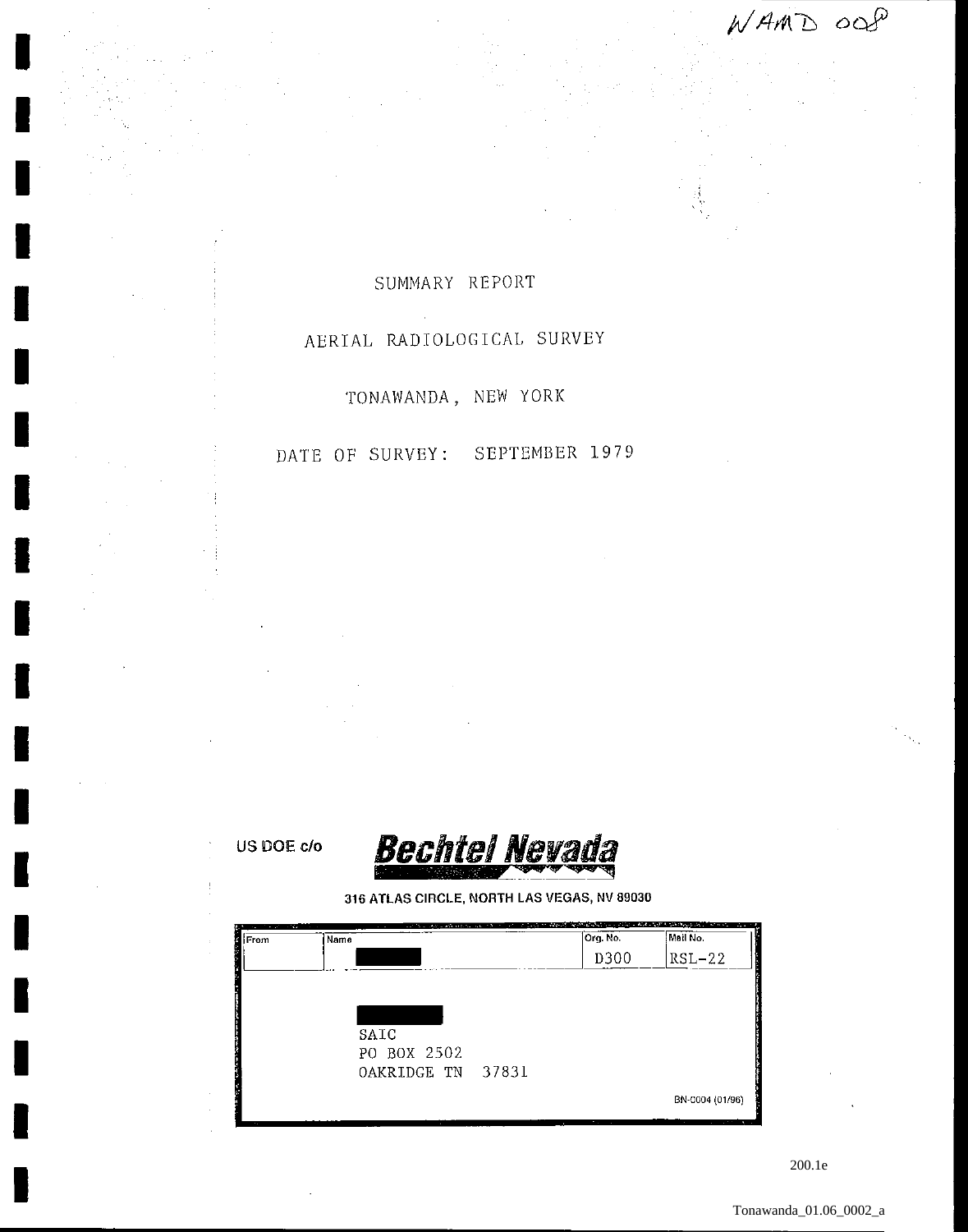WAMD 008

# SUMMARY REPORT

## AERIAL RADIOLOGICAL SURVEY

## TONAWANDA, NEW YORK

## DATE OF SURVEY: SEPTEMBER 1979

US DOE c/o **Bechtel Nevada**

316 ATLAS CIRCLE, NORTH LAS VEGAS, NV 89030

| From | Name | Org. No. | Mail No. |
|---|---|---|---|
| | ███ | D300 | RSL-22 |

███
SAIC
PO BOX 2502
OAKRIDGE TN 37831

BN-0004 (01/96)

200.1e

Tonawanda_01.06_0002_a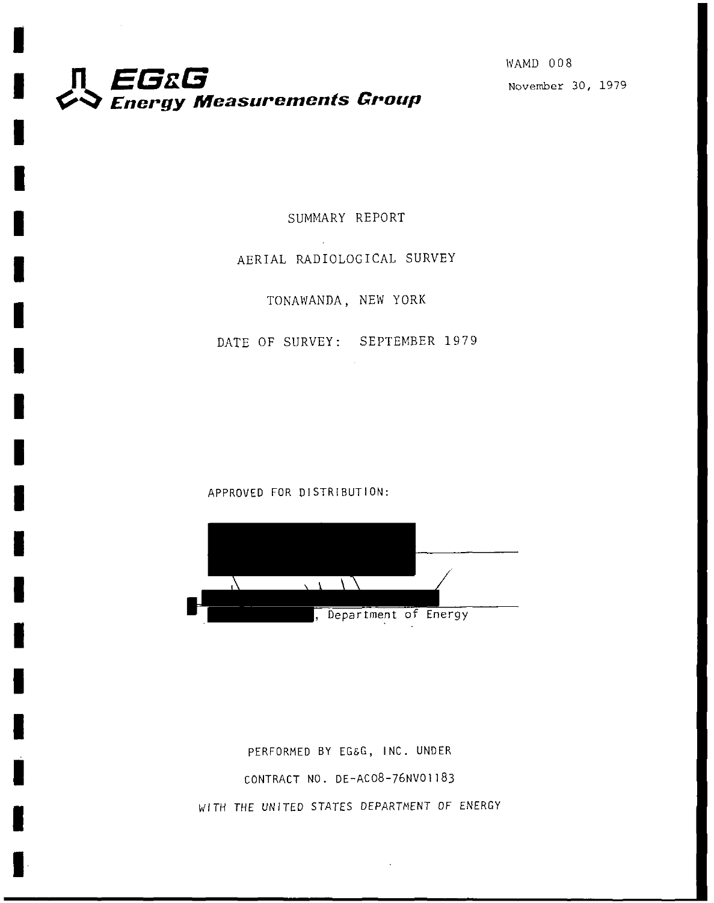**EG&G**
**Energy Measurements Group**

WAMD 008

November 30, 1979

SUMMARY REPORT

AERIAL RADIOLOGICAL SURVEY

TONAWANDA, NEW YORK

DATE OF SURVEY: SEPTEMBER 1979

APPROVED FOR DISTRIBUTION:

, Department of Energy

PERFORMED BY EG&G, INC. UNDER

CONTRACT NO. DE-AC08-76NV01183

WITH THE UNITED STATES DEPARTMENT OF ENERGY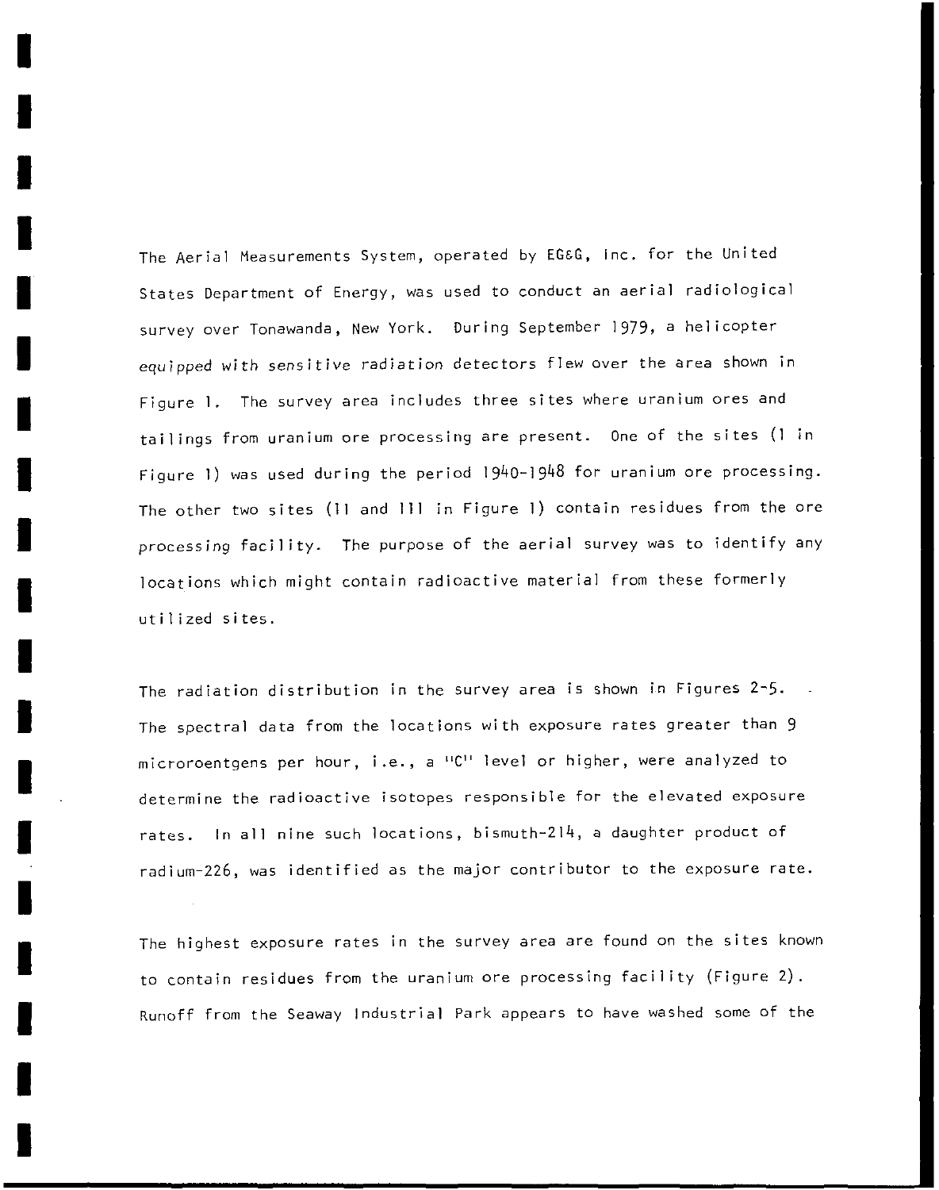The Aerial Measurements System, operated by EG&G, Inc. for the United States Department of Energy, was used to conduct an aerial radiological survey over Tonawanda, New York. During September 1979, a helicopter equipped with sensitive radiation detectors flew over the area shown in Figure 1. The survey area includes three sites where uranium ores and tailings from uranium ore processing are present. One of the sites (I in Figure 1) was used during the period 1940-1948 for uranium ore processing. The other two sites (II and III in Figure 1) contain residues from the ore processing facility. The purpose of the aerial survey was to identify any locations which might contain radioactive material from these formerly utilized sites.

The radiation distribution in the survey area is shown in Figures 2-5. The spectral data from the locations with exposure rates greater than 9 microroentgens per hour, i.e., a "C" level or higher, were analyzed to determine the radioactive isotopes responsible for the elevated exposure rates. In all nine such locations, bismuth-214, a daughter product of radium-226, was identified as the major contributor to the exposure rate.

The highest exposure rates in the survey area are found on the sites known to contain residues from the uranium ore processing facility (Figure 2). Runoff from the Seaway Industrial Park appears to have washed some of the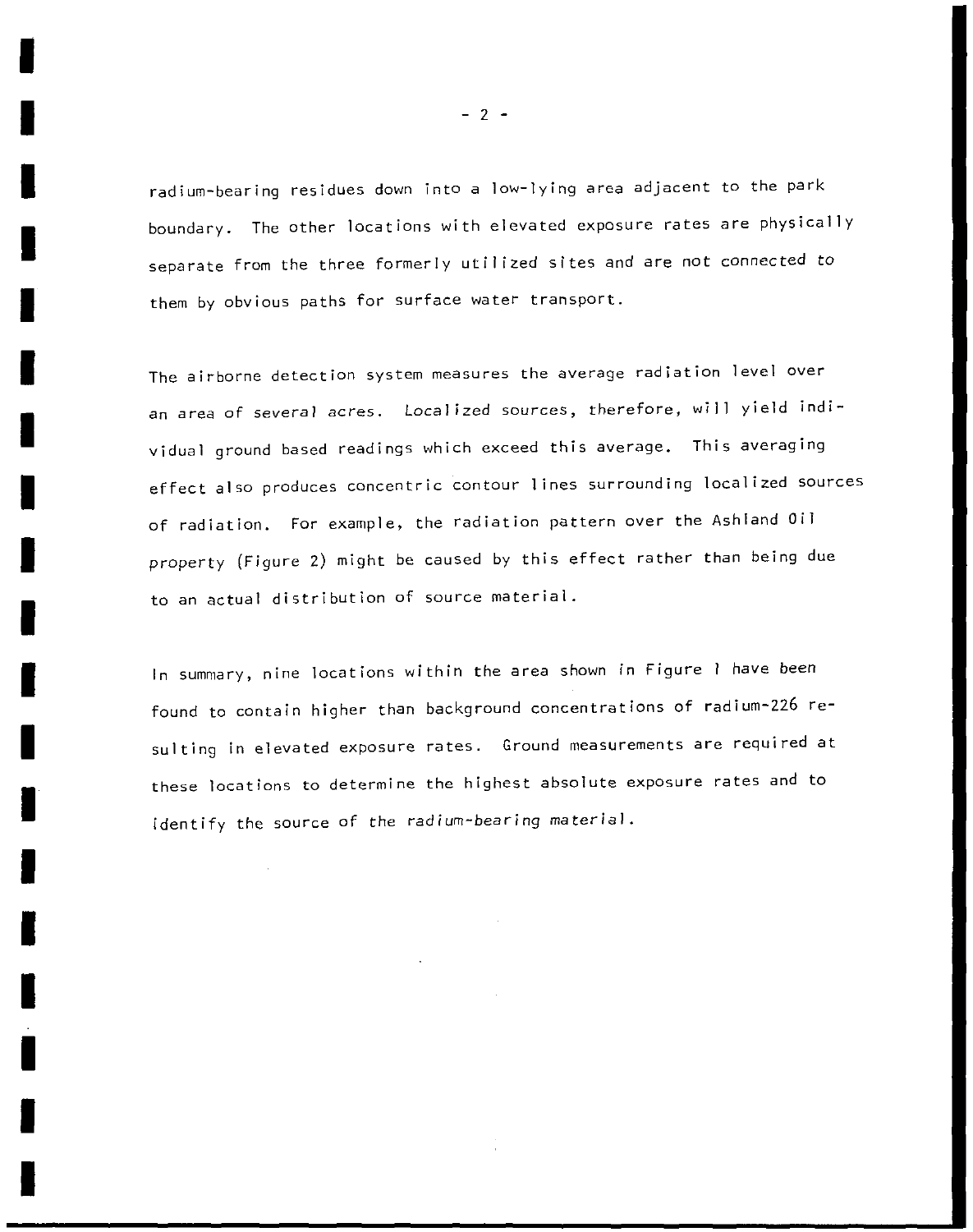radium-bearing residues down into a low-lying area adjacent to the park boundary. The other locations with elevated exposure rates are physically separate from the three formerly utilized sites and are not connected to them by obvious paths for surface water transport.

The airborne detection system measures the average radiation level over an area of several acres. Localized sources, therefore, will yield individual ground based readings which exceed this average. This averaging effect also produces concentric contour lines surrounding localized sources of radiation. For example, the radiation pattern over the Ashland Oil property (Figure 2) might be caused by this effect rather than being due to an actual distribution of source material.

In summary, nine locations within the area shown in Figure 1 have been found to contain higher than background concentrations of radium-226 resulting in elevated exposure rates. Ground measurements are required at these locations to determine the highest absolute exposure rates and to identify the source of the radium-bearing material.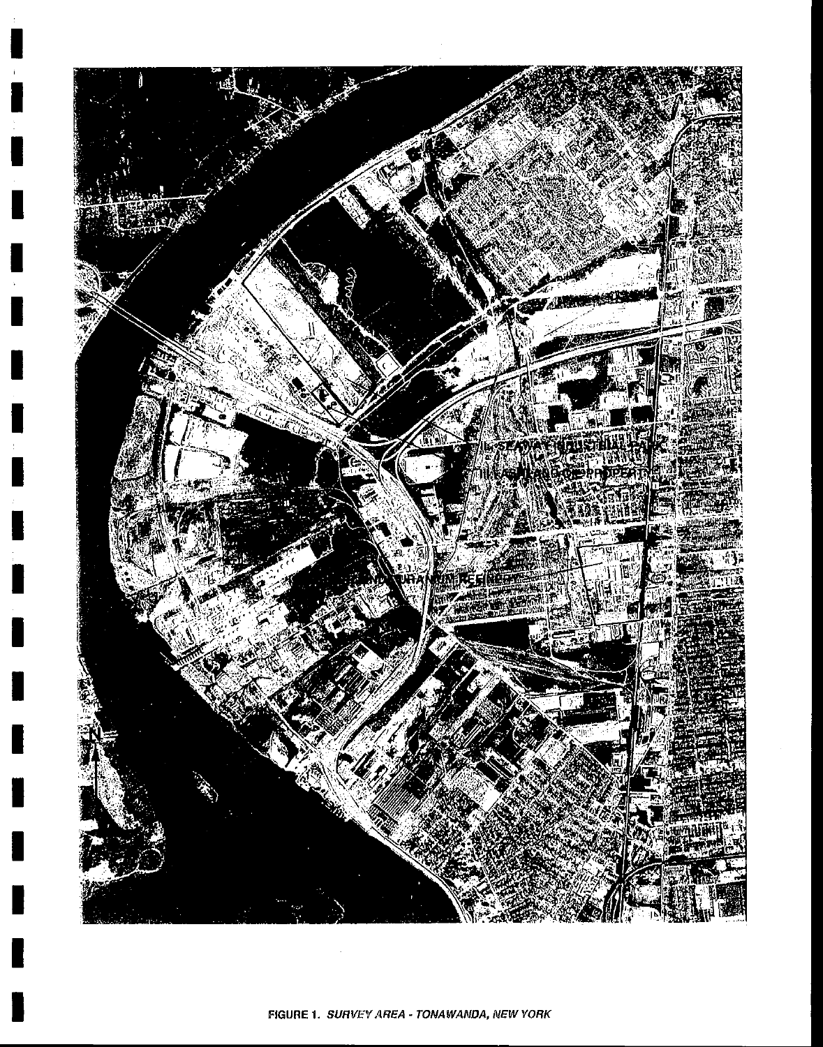FIGURE 1. *SURVEY AREA - TONAWANDA, NEW YORK*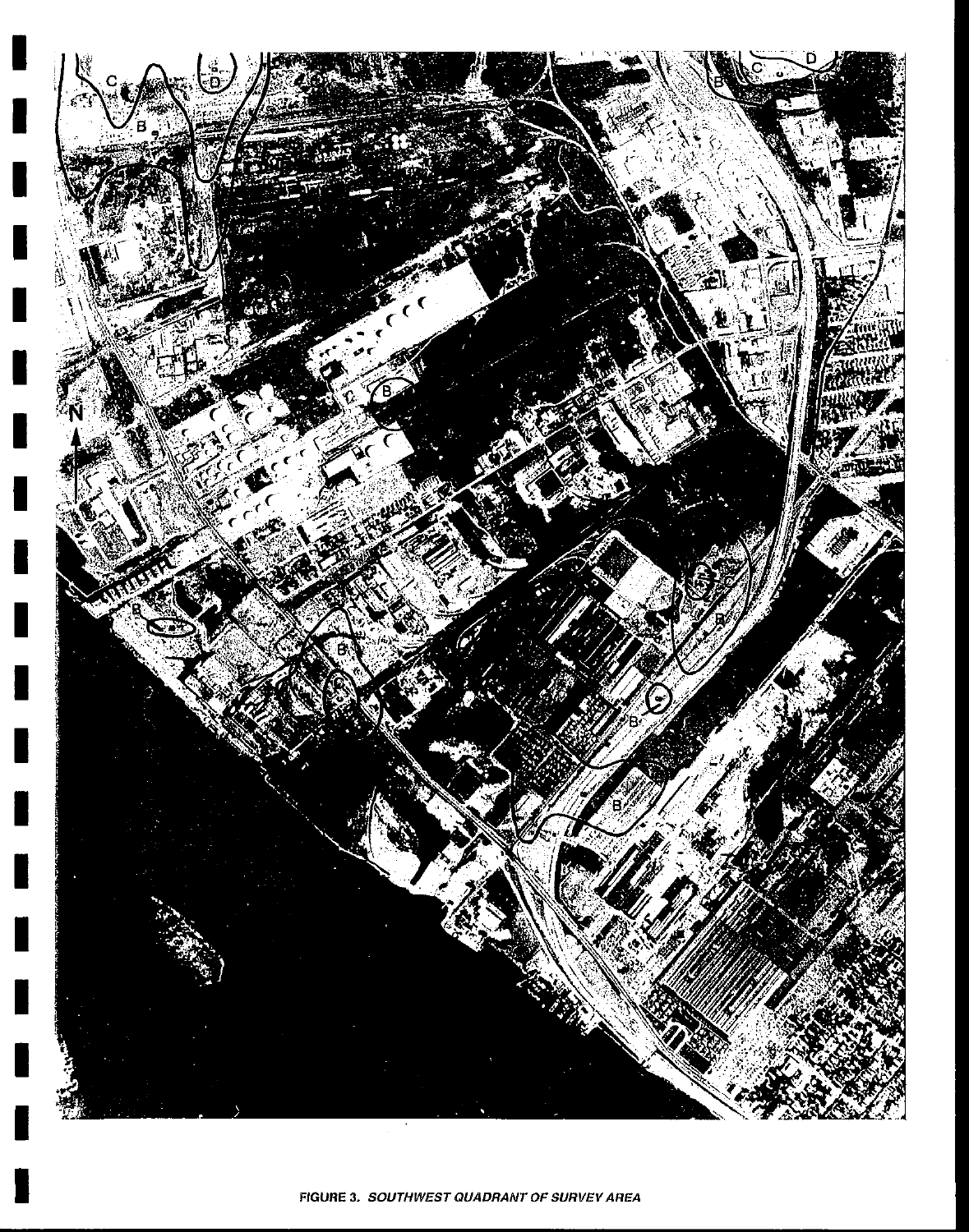FIGURE 3. *SOUTHWEST QUADRANT OF SURVEY AREA*